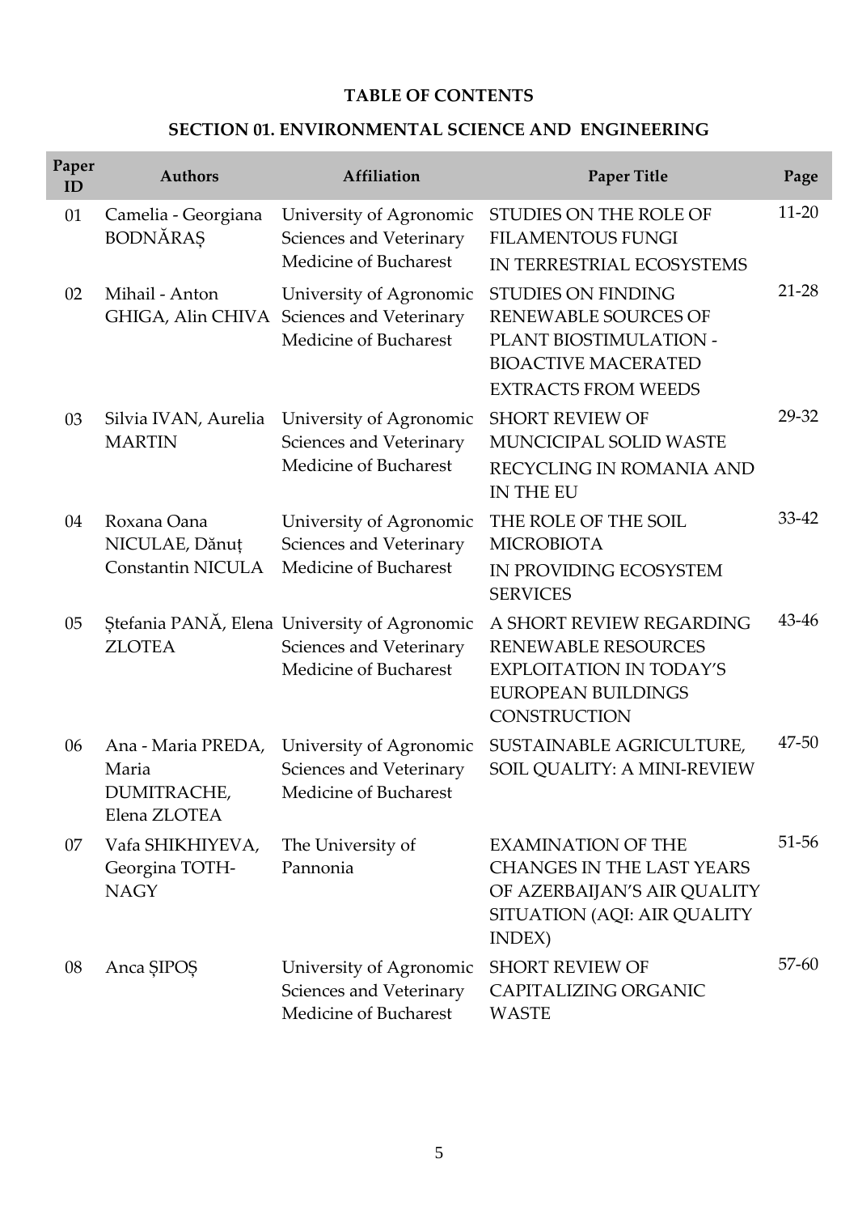# TABLE OF CONTENTS

## SECTION 01. ENVIRONMENTAL SCIENCE AND ENGINEERING

| Paper ID | Authors | Affiliation | Paper Title | Page |
|---|---|---|---|---|
| 01 | Camelia - Georgiana BODNĂRAȘ | University of Agronomic Sciences and Veterinary Medicine of Bucharest | STUDIES ON THE ROLE OF FILAMENTOUS FUNGI IN TERRESTRIAL ECOSYSTEMS | 11-20 |
| 02 | Mihail - Anton GHIGA, Alin CHIVA | University of Agronomic Sciences and Veterinary Medicine of Bucharest | STUDIES ON FINDING RENEWABLE SOURCES OF PLANT BIOSTIMULATION - BIOACTIVE MACERATED EXTRACTS FROM WEEDS | 21-28 |
| 03 | Silvia IVAN, Aurelia MARTIN | University of Agronomic Sciences and Veterinary Medicine of Bucharest | SHORT REVIEW OF MUNCICIPAL SOLID WASTE RECYCLING IN ROMANIA AND IN THE EU | 29-32 |
| 04 | Roxana Oana NICULAE, Dănuț Constantin NICULA | University of Agronomic Sciences and Veterinary Medicine of Bucharest | THE ROLE OF THE SOIL MICROBIOTA IN PROVIDING ECOSYSTEM SERVICES | 33-42 |
| 05 | Ștefania PANĂ, Elena ZLOTEA | University of Agronomic Sciences and Veterinary Medicine of Bucharest | A SHORT REVIEW REGARDING RENEWABLE RESOURCES EXPLOITATION IN TODAY'S EUROPEAN BUILDINGS CONSTRUCTION | 43-46 |
| 06 | Ana - Maria PREDA, Maria DUMITRACHE, Elena ZLOTEA | University of Agronomic Sciences and Veterinary Medicine of Bucharest | SUSTAINABLE AGRICULTURE, SOIL QUALITY: A MINI-REVIEW | 47-50 |
| 07 | Vafa SHIKHIYEVA, Georgina TOTH-NAGY | The University of Pannonia | EXAMINATION OF THE CHANGES IN THE LAST YEARS OF AZERBAIJAN'S AIR QUALITY SITUATION (AQI: AIR QUALITY INDEX) | 51-56 |
| 08 | Anca ȘIPOȘ | University of Agronomic Sciences and Veterinary Medicine of Bucharest | SHORT REVIEW OF CAPITALIZING ORGANIC WASTE | 57-60 |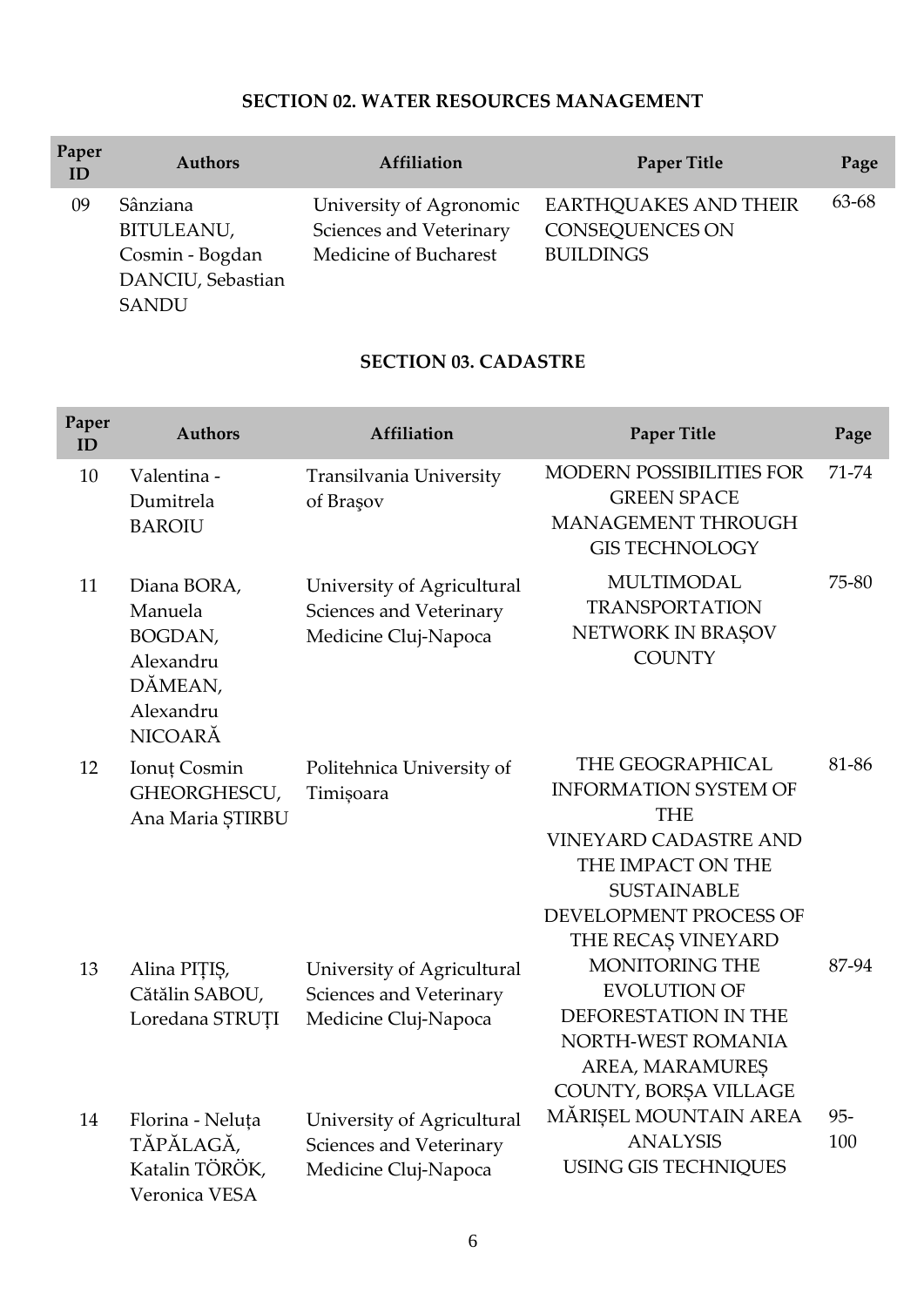## SECTION 02. WATER RESOURCES MANAGEMENT

| Paper ID | Authors | Affiliation | Paper Title | Page |
|---|---|---|---|---|
| 09 | Sânziana BITULEANU, Cosmin - Bogdan DANCIU, Sebastian SANDU | University of Agronomic Sciences and Veterinary Medicine of Bucharest | EARTHQUAKES AND THEIR CONSEQUENCES ON BUILDINGS | 63-68 |

## SECTION 03. CADASTRE

| Paper ID | Authors | Affiliation | Paper Title | Page |
|---|---|---|---|---|
| 10 | Valentina - Dumitrela BAROIU | Transilvania University of Braşov | MODERN POSSIBILITIES FOR GREEN SPACE MANAGEMENT THROUGH GIS TECHNOLOGY | 71-74 |
| 11 | Diana BORA, Manuela BOGDAN, Alexandru DĂMEAN, Alexandru NICOARĂ | University of Agricultural Sciences and Veterinary Medicine Cluj-Napoca | MULTIMODAL TRANSPORTATION NETWORK IN BRAȘOV COUNTY | 75-80 |
| 12 | Ionuț Cosmin GHEORGHESCU, Ana Maria ȘTIRBU | Politehnica University of Timișoara | THE GEOGRAPHICAL INFORMATION SYSTEM OF THE VINEYARD CADASTRE AND THE IMPACT ON THE SUSTAINABLE DEVELOPMENT PROCESS OF THE RECAȘ VINEYARD | 81-86 |
| 13 | Alina PIȚIȘ, Cătălin SABOU, Loredana STRUȚI | University of Agricultural Sciences and Veterinary Medicine Cluj-Napoca | MONITORING THE EVOLUTION OF DEFORESTATION IN THE NORTH-WEST ROMANIA AREA, MARAMUREȘ COUNTY, BORȘA VILLAGE | 87-94 |
| 14 | Florina - Neluța TĂPĂLAGĂ, Katalin TÖRÖK, Veronica VESA | University of Agricultural Sciences and Veterinary Medicine Cluj-Napoca | MĂRIȘEL MOUNTAIN AREA ANALYSIS USING GIS TECHNIQUES | 95-100 |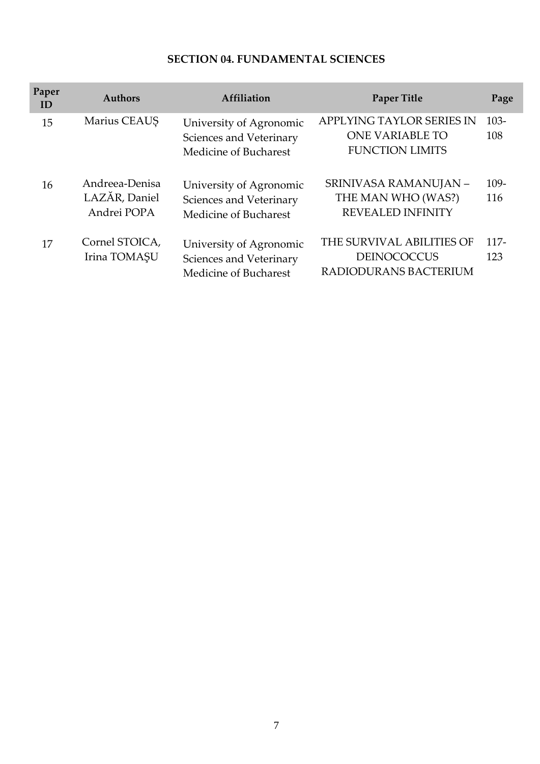## SECTION 04. FUNDAMENTAL SCIENCES

| Paper ID | Authors | Affiliation | Paper Title | Page |
|---|---|---|---|---|
| 15 | Marius CEAUȘ | University of Agronomic Sciences and Veterinary Medicine of Bucharest | APPLYING TAYLOR SERIES IN ONE VARIABLE TO FUNCTION LIMITS | 103-108 |
| 16 | Andreea-Denisa LAZĂR, Daniel Andrei POPA | University of Agronomic Sciences and Veterinary Medicine of Bucharest | SRINIVASA RAMANUJAN – THE MAN WHO (WAS?) REVEALED INFINITY | 109-116 |
| 17 | Cornel STOICA, Irina TOMAŞU | University of Agronomic Sciences and Veterinary Medicine of Bucharest | THE SURVIVAL ABILITIES OF DEINOCOCCUS RADIODURANS BACTERIUM | 117-123 |